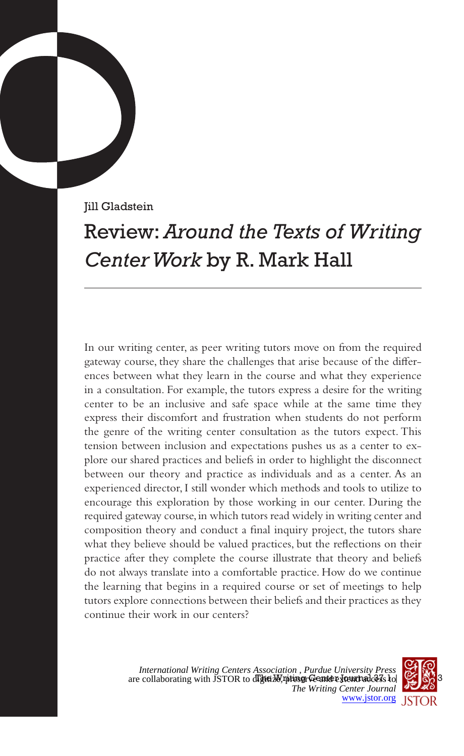Jill Gladstein

# Review: *Around the Texts of Writing Center Work* by R. Mark Hall

In our writing center, as peer writing tutors move on from the required gateway course, they share the challenges that arise because of the differences between what they learn in the course and what they experience in a consultation. For example, the tutors express a desire for the writing center to be an inclusive and safe space while at the same time they express their discomfort and frustration when students do not perform the genre of the writing center consultation as the tutors expect. This tension between inclusion and expectations pushes us as a center to explore our shared practices and beliefs in order to highlight the disconnect between our theory and practice as individuals and as a center. As an experienced director, I still wonder which methods and tools to utilize to encourage this exploration by those working in our center. During the required gateway course, in which tutors read widely in writing center and composition theory and conduct a final inquiry project, the tutors share what they believe should be valued practices, but the reflections on their practice after they complete the course illustrate that theory and beliefs do not always translate into a comfortable practice. How do we continue the learning that begins in a required course or set of meetings to help tutors explore connections between their beliefs and their practices as they continue their work in our centers?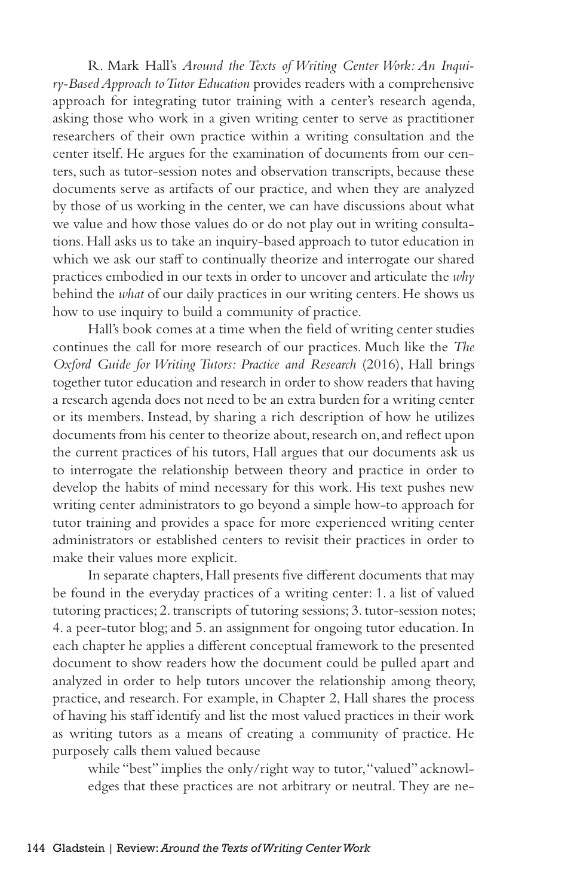R. Mark Hall's *Around the Texts of Writing Center Work: An Inquiry-Based Approach to Tutor Education* provides readers with a comprehensive approach for integrating tutor training with a center's research agenda, asking those who work in a given writing center to serve as practitioner researchers of their own practice within a writing consultation and the center itself. He argues for the examination of documents from our centers, such as tutor-session notes and observation transcripts, because these documents serve as artifacts of our practice, and when they are analyzed by those of us working in the center, we can have discussions about what we value and how those values do or do not play out in writing consultations. Hall asks us to take an inquiry-based approach to tutor education in which we ask our staff to continually theorize and interrogate our shared practices embodied in our texts in order to uncover and articulate the *why* behind the *what* of our daily practices in our writing centers. He shows us how to use inquiry to build a community of practice.

Hall's book comes at a time when the field of writing center studies continues the call for more research of our practices. Much like the *The Oxford Guide for Writing Tutors: Practice and Research* (2016), Hall brings together tutor education and research in order to show readers that having a research agenda does not need to be an extra burden for a writing center or its members. Instead, by sharing a rich description of how he utilizes documents from his center to theorize about, research on, and reflect upon the current practices of his tutors, Hall argues that our documents ask us to interrogate the relationship between theory and practice in order to develop the habits of mind necessary for this work. His text pushes new writing center administrators to go beyond a simple how-to approach for tutor training and provides a space for more experienced writing center administrators or established centers to revisit their practices in order to make their values more explicit.

In separate chapters, Hall presents five different documents that may be found in the everyday practices of a writing center: 1. a list of valued tutoring practices; 2. transcripts of tutoring sessions; 3. tutor-session notes; 4. a peer-tutor blog; and 5. an assignment for ongoing tutor education. In each chapter he applies a different conceptual framework to the presented document to show readers how the document could be pulled apart and analyzed in order to help tutors uncover the relationship among theory, practice, and research. For example, in Chapter 2, Hall shares the process of having his staff identify and list the most valued practices in their work as writing tutors as a means of creating a community of practice. He purposely calls them valued because

> while "best" implies the only/right way to tutor, "valued" acknowledges that these practices are not arbitrary or neutral. They are ne-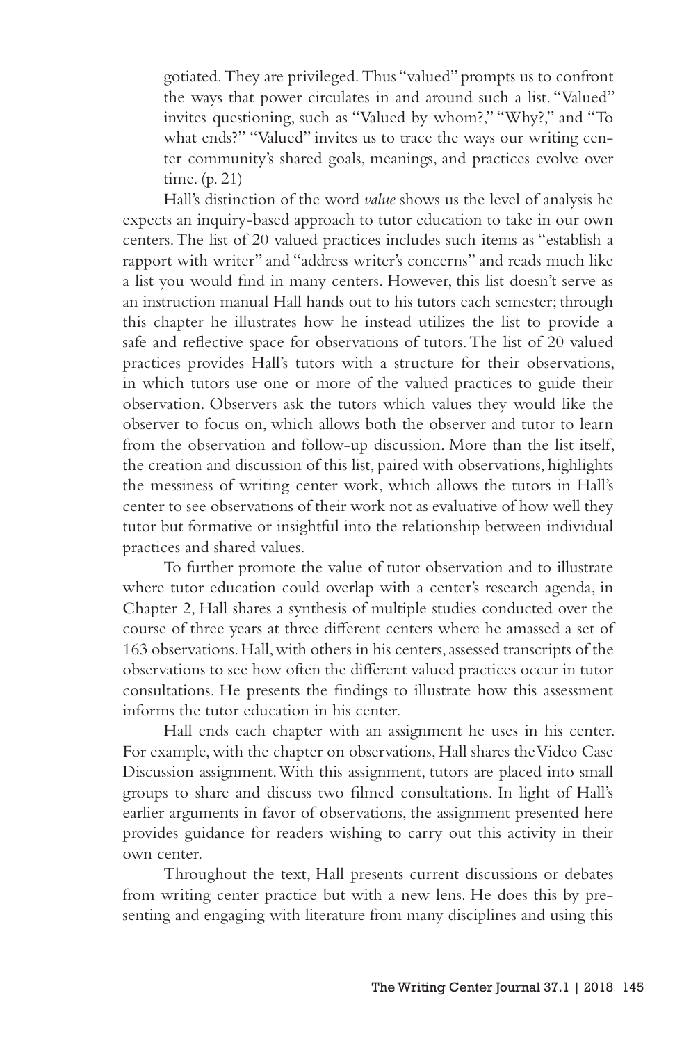gotiated. They are privileged. Thus "valued" prompts us to confront the ways that power circulates in and around such a list. "Valued" invites questioning, such as "Valued by whom?," "Why?," and "To what ends?" "Valued" invites us to trace the ways our writing center community's shared goals, meanings, and practices evolve over time. (p. 21)

Hall's distinction of the word *value* shows us the level of analysis he expects an inquiry-based approach to tutor education to take in our own centers. The list of 20 valued practices includes such items as "establish a rapport with writer" and "address writer's concerns" and reads much like a list you would find in many centers. However, this list doesn't serve as an instruction manual Hall hands out to his tutors each semester; through this chapter he illustrates how he instead utilizes the list to provide a safe and reflective space for observations of tutors. The list of 20 valued practices provides Hall's tutors with a structure for their observations, in which tutors use one or more of the valued practices to guide their observation. Observers ask the tutors which values they would like the observer to focus on, which allows both the observer and tutor to learn from the observation and follow-up discussion. More than the list itself, the creation and discussion of this list, paired with observations, highlights the messiness of writing center work, which allows the tutors in Hall's center to see observations of their work not as evaluative of how well they tutor but formative or insightful into the relationship between individual practices and shared values.

To further promote the value of tutor observation and to illustrate where tutor education could overlap with a center's research agenda, in Chapter 2, Hall shares a synthesis of multiple studies conducted over the course of three years at three different centers where he amassed a set of 163 observations. Hall, with others in his centers, assessed transcripts of the observations to see how often the different valued practices occur in tutor consultations. He presents the findings to illustrate how this assessment informs the tutor education in his center.

Hall ends each chapter with an assignment he uses in his center. For example, with the chapter on observations, Hall shares the Video Case Discussion assignment. With this assignment, tutors are placed into small groups to share and discuss two filmed consultations. In light of Hall's earlier arguments in favor of observations, the assignment presented here provides guidance for readers wishing to carry out this activity in their own center.

Throughout the text, Hall presents current discussions or debates from writing center practice but with a new lens. He does this by presenting and engaging with literature from many disciplines and using this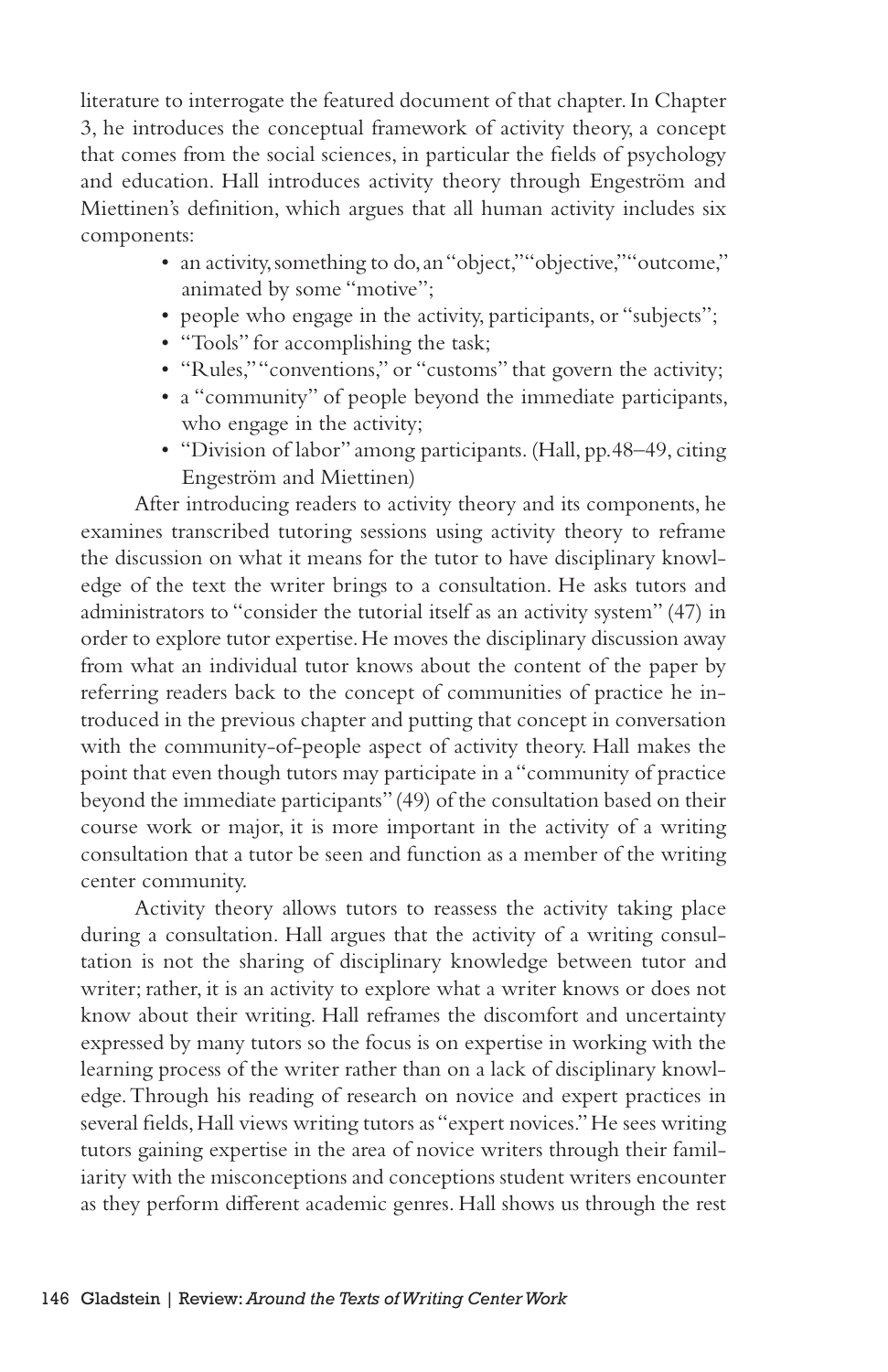literature to interrogate the featured document of that chapter. In Chapter 3, he introduces the conceptual framework of activity theory, a concept that comes from the social sciences, in particular the fields of psychology and education. Hall introduces activity theory through Engeström and Miettinen's definition, which argues that all human activity includes six components:

- an activity, something to do, an "object," "objective," "outcome," animated by some "motive";
- people who engage in the activity, participants, or "subjects";
- "Tools" for accomplishing the task;
- "Rules," "conventions," or "customs" that govern the activity;
- a "community" of people beyond the immediate participants, who engage in the activity;
- "Division of labor" among participants. (Hall, pp.48–49, citing Engeström and Miettinen)

After introducing readers to activity theory and its components, he examines transcribed tutoring sessions using activity theory to reframe the discussion on what it means for the tutor to have disciplinary knowledge of the text the writer brings to a consultation. He asks tutors and administrators to "consider the tutorial itself as an activity system" (47) in order to explore tutor expertise. He moves the disciplinary discussion away from what an individual tutor knows about the content of the paper by referring readers back to the concept of communities of practice he introduced in the previous chapter and putting that concept in conversation with the community-of-people aspect of activity theory. Hall makes the point that even though tutors may participate in a "community of practice beyond the immediate participants" (49) of the consultation based on their course work or major, it is more important in the activity of a writing consultation that a tutor be seen and function as a member of the writing center community.

Activity theory allows tutors to reassess the activity taking place during a consultation. Hall argues that the activity of a writing consultation is not the sharing of disciplinary knowledge between tutor and writer; rather, it is an activity to explore what a writer knows or does not know about their writing. Hall reframes the discomfort and uncertainty expressed by many tutors so the focus is on expertise in working with the learning process of the writer rather than on a lack of disciplinary knowledge. Through his reading of research on novice and expert practices in several fields, Hall views writing tutors as "expert novices." He sees writing tutors gaining expertise in the area of novice writers through their familiarity with the misconceptions and conceptions student writers encounter as they perform different academic genres. Hall shows us through the rest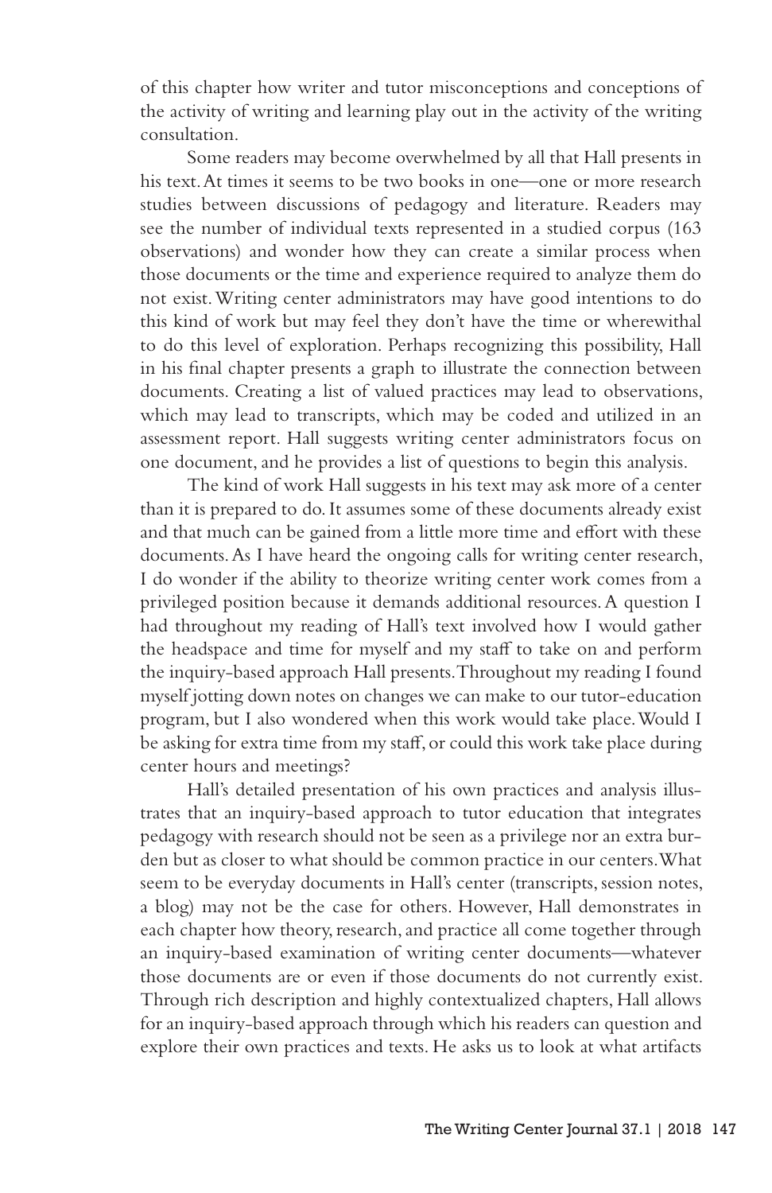of this chapter how writer and tutor misconceptions and conceptions of the activity of writing and learning play out in the activity of the writing consultation.

Some readers may become overwhelmed by all that Hall presents in his text. At times it seems to be two books in one—one or more research studies between discussions of pedagogy and literature. Readers may see the number of individual texts represented in a studied corpus (163 observations) and wonder how they can create a similar process when those documents or the time and experience required to analyze them do not exist. Writing center administrators may have good intentions to do this kind of work but may feel they don't have the time or wherewithal to do this level of exploration. Perhaps recognizing this possibility, Hall in his final chapter presents a graph to illustrate the connection between documents. Creating a list of valued practices may lead to observations, which may lead to transcripts, which may be coded and utilized in an assessment report. Hall suggests writing center administrators focus on one document, and he provides a list of questions to begin this analysis.

The kind of work Hall suggests in his text may ask more of a center than it is prepared to do. It assumes some of these documents already exist and that much can be gained from a little more time and effort with these documents. As I have heard the ongoing calls for writing center research, I do wonder if the ability to theorize writing center work comes from a privileged position because it demands additional resources. A question I had throughout my reading of Hall's text involved how I would gather the headspace and time for myself and my staff to take on and perform the inquiry-based approach Hall presents. Throughout my reading I found myself jotting down notes on changes we can make to our tutor-education program, but I also wondered when this work would take place. Would I be asking for extra time from my staff, or could this work take place during center hours and meetings?

Hall's detailed presentation of his own practices and analysis illustrates that an inquiry-based approach to tutor education that integrates pedagogy with research should not be seen as a privilege nor an extra burden but as closer to what should be common practice in our centers. What seem to be everyday documents in Hall's center (transcripts, session notes, a blog) may not be the case for others. However, Hall demonstrates in each chapter how theory, research, and practice all come together through an inquiry-based examination of writing center documents—whatever those documents are or even if those documents do not currently exist. Through rich description and highly contextualized chapters, Hall allows for an inquiry-based approach through which his readers can question and explore their own practices and texts. He asks us to look at what artifacts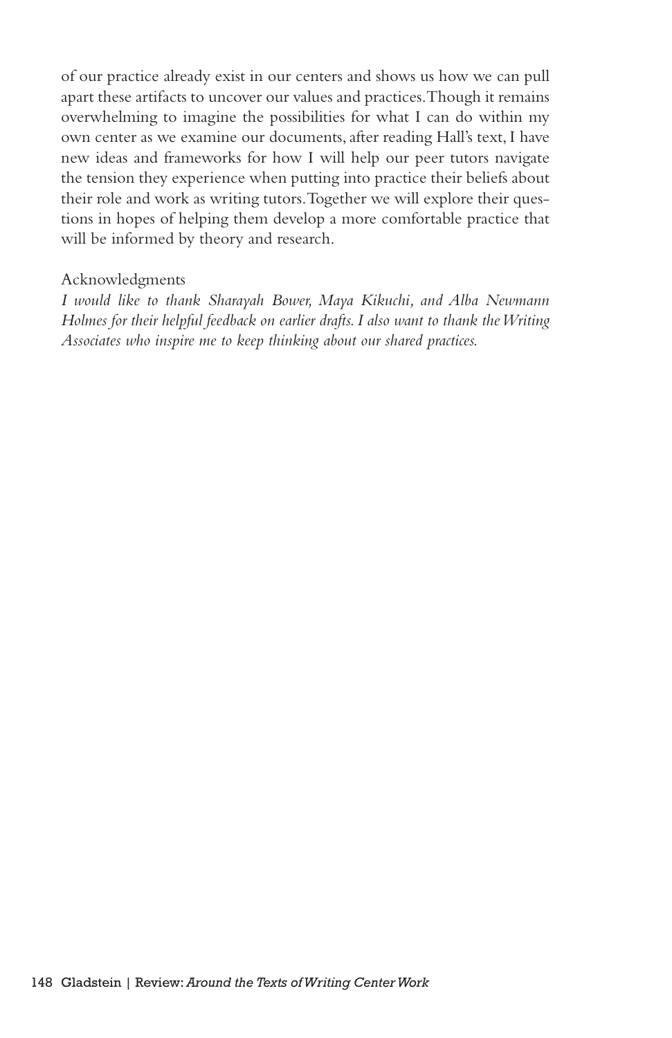of our practice already exist in our centers and shows us how we can pull apart these artifacts to uncover our values and practices. Though it remains overwhelming to imagine the possibilities for what I can do within my own center as we examine our documents, after reading Hall's text, I have new ideas and frameworks for how I will help our peer tutors navigate the tension they experience when putting into practice their beliefs about their role and work as writing tutors. Together we will explore their questions in hopes of helping them develop a more comfortable practice that will be informed by theory and research.

Acknowledgments

*I would like to thank Sharayah Bower, Maya Kikuchi, and Alba Newmann Holmes for their helpful feedback on earlier drafts. I also want to thank the Writing Associates who inspire me to keep thinking about our shared practices.*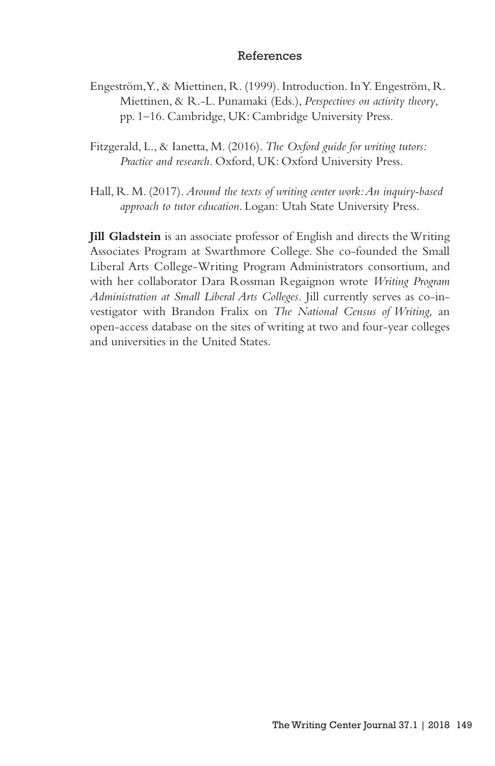## References

Engeström, Y., & Miettinen, R. (1999). Introduction. In Y. Engeström, R. Miettinen, & R.-L. Punamaki (Eds.), *Perspectives on activity theory*, pp. 1–16. Cambridge, UK: Cambridge University Press.

Fitzgerald, L., & Ianetta, M. (2016). *The Oxford guide for writing tutors: Practice and research.* Oxford, UK: Oxford University Press.

Hall, R. M. (2017). *Around the texts of writing center work: An inquiry-based approach to tutor education*. Logan: Utah State University Press.

**Jill Gladstein** is an associate professor of English and directs the Writing Associates Program at Swarthmore College. She co-founded the Small Liberal Arts College-Writing Program Administrators consortium, and with her collaborator Dara Rossman Regaignon wrote *Writing Program Administration at Small Liberal Arts Colleges*. Jill currently serves as co-investigator with Brandon Fralix on *The National Census of Writing,* an open-access database on the sites of writing at two and four-year colleges and universities in the United States.